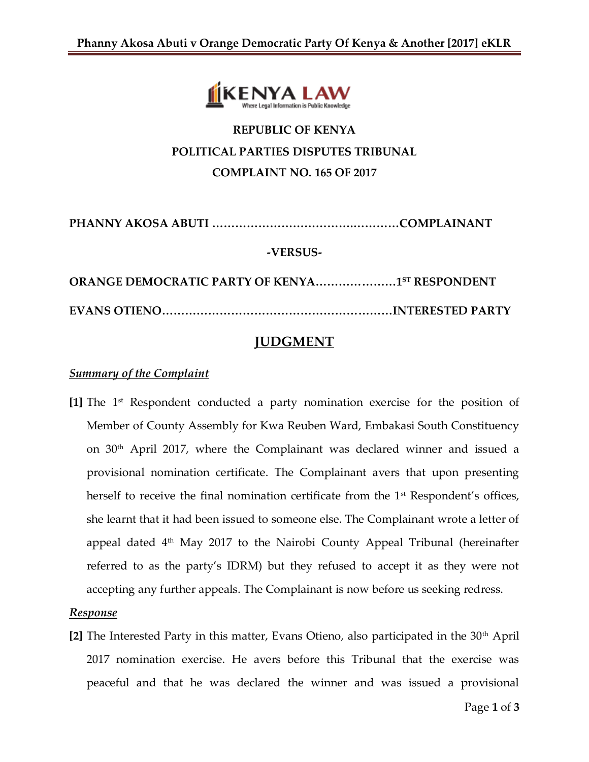**REPUBLIC OF KENYA**

**POLITICAL PARTIES DISPUTES TRIBUNAL**

**COMPLAINT NO. 165 OF 2017**

**PHANNY AKOSA ABUTI ……………………………………………COMPLAINANT**

**-VERSUS-**

**ORANGE DEMOCRATIC PARTY OF KENYA…………………1ST RESPONDENT**

**EVANS OTIENO……………………………………………………INTERESTED PARTY**

# JUDGMENT

***Summary of the Complaint***

**[1]** The 1st Respondent conducted a party nomination exercise for the position of Member of County Assembly for Kwa Reuben Ward, Embakasi South Constituency on 30th April 2017, where the Complainant was declared winner and issued a provisional nomination certificate. The Complainant avers that upon presenting herself to receive the final nomination certificate from the 1st Respondent's offices, she learnt that it had been issued to someone else. The Complainant wrote a letter of appeal dated 4th May 2017 to the Nairobi County Appeal Tribunal (hereinafter referred to as the party's IDRM) but they refused to accept it as they were not accepting any further appeals. The Complainant is now before us seeking redress.

***Response***

**[2]** The Interested Party in this matter, Evans Otieno, also participated in the 30th April 2017 nomination exercise. He avers before this Tribunal that the exercise was peaceful and that he was declared the winner and was issued a provisional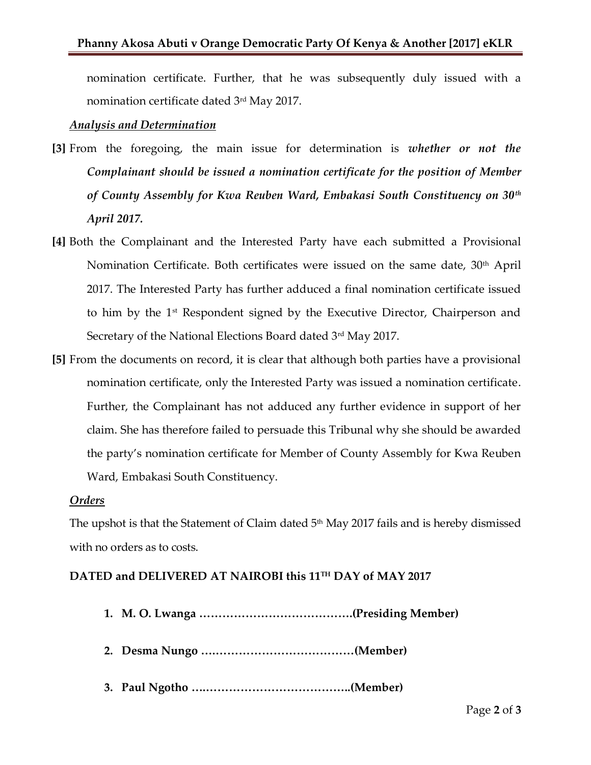nomination certificate. Further, that he was subsequently duly issued with a nomination certificate dated 3rd May 2017.

***Analysis and Determination***

**[3]** From the foregoing, the main issue for determination is ***whether or not the Complainant should be issued a nomination certificate for the position of Member of County Assembly for Kwa Reuben Ward, Embakasi South Constituency on 30th April 2017.***

**[4]** Both the Complainant and the Interested Party have each submitted a Provisional Nomination Certificate. Both certificates were issued on the same date, 30th April 2017. The Interested Party has further adduced a final nomination certificate issued to him by the 1st Respondent signed by the Executive Director, Chairperson and Secretary of the National Elections Board dated 3rd May 2017.

**[5]** From the documents on record, it is clear that although both parties have a provisional nomination certificate, only the Interested Party was issued a nomination certificate. Further, the Complainant has not adduced any further evidence in support of her claim. She has therefore failed to persuade this Tribunal why she should be awarded the party's nomination certificate for Member of County Assembly for Kwa Reuben Ward, Embakasi South Constituency.

***Orders***

The upshot is that the Statement of Claim dated 5th May 2017 fails and is hereby dismissed with no orders as to costs.

**DATED and DELIVERED AT NAIROBI this 11TH DAY of MAY 2017**

1. **M. O. Lwanga ………………………………….(Presiding Member)**
2. **Desma Nungo …………………………………(Member)**
3. **Paul Ngotho ………………………………….(Member)**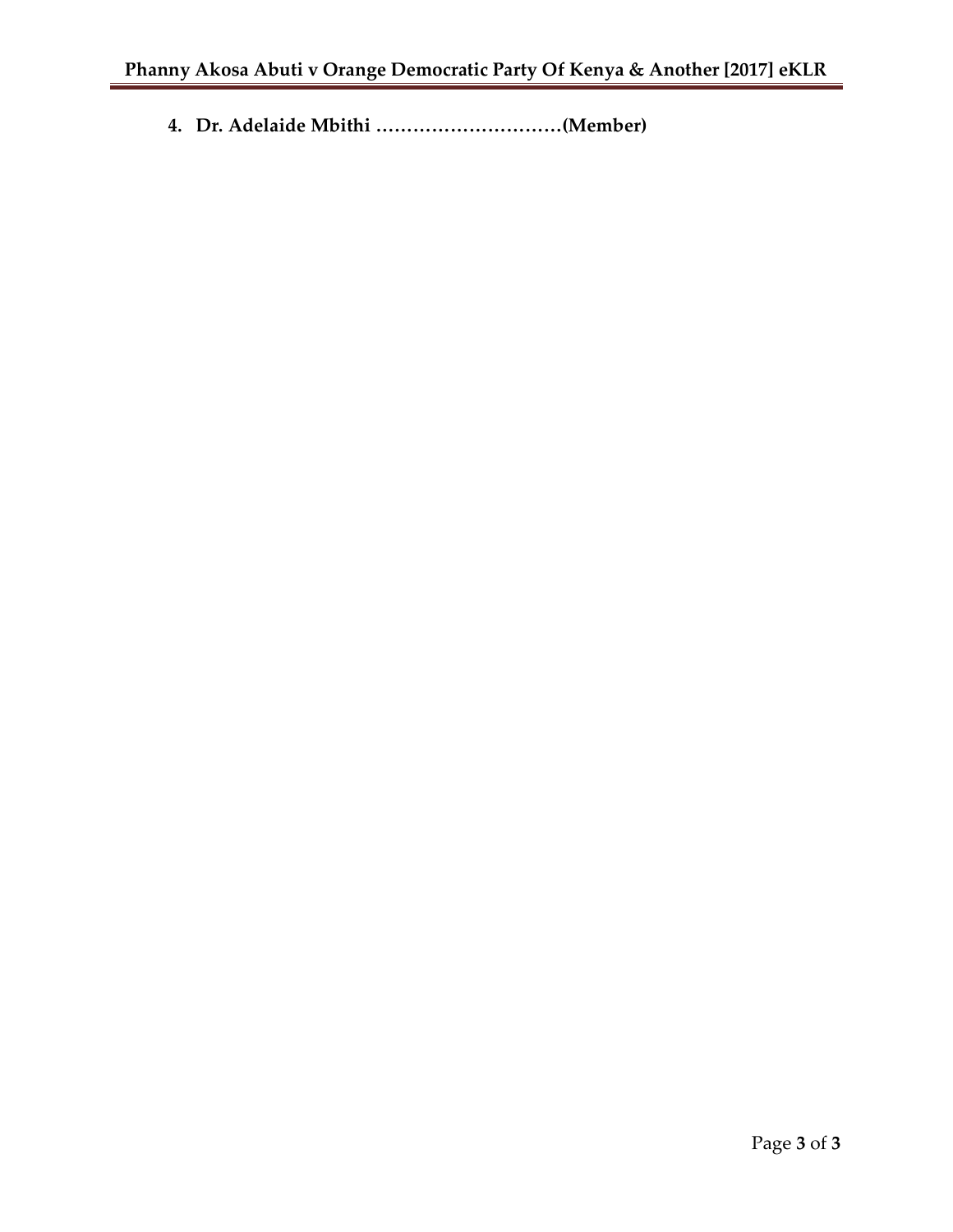4. **Dr. Adelaide Mbithi …………………………(Member)**